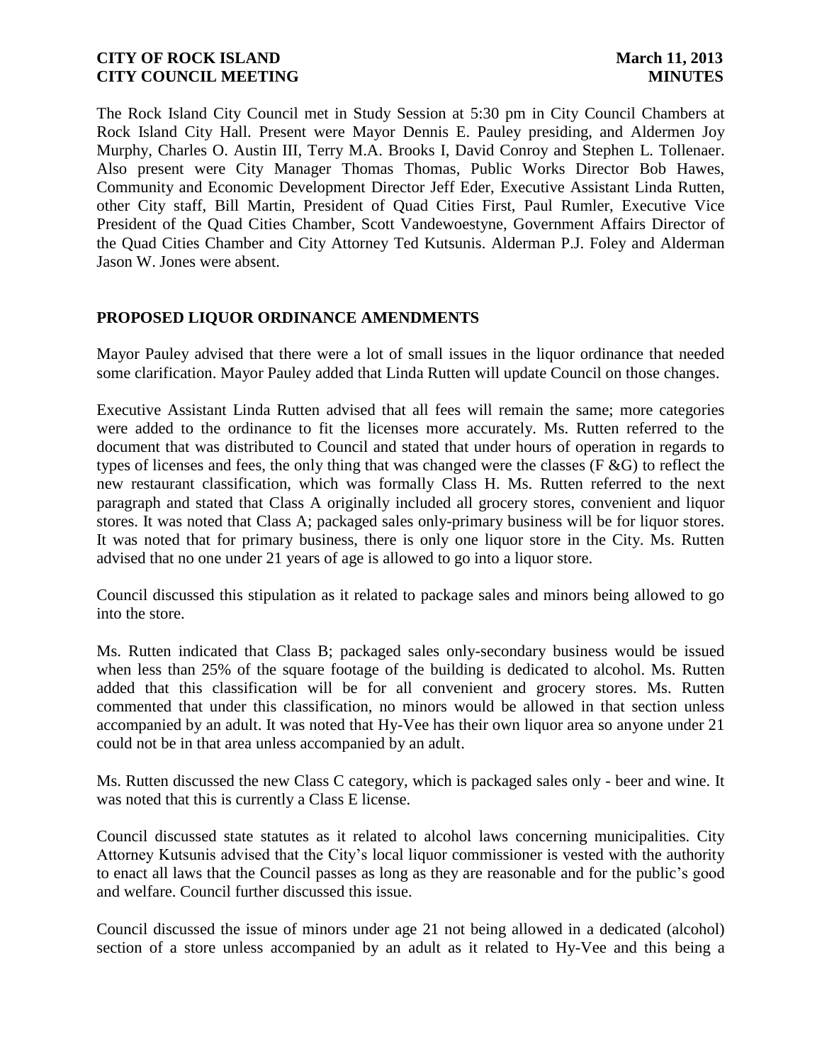The Rock Island City Council met in Study Session at 5:30 pm in City Council Chambers at Rock Island City Hall. Present were Mayor Dennis E. Pauley presiding, and Aldermen Joy Murphy, Charles O. Austin III, Terry M.A. Brooks I, David Conroy and Stephen L. Tollenaer. Also present were City Manager Thomas Thomas, Public Works Director Bob Hawes, Community and Economic Development Director Jeff Eder, Executive Assistant Linda Rutten, other City staff, Bill Martin, President of Quad Cities First, Paul Rumler, Executive Vice President of the Quad Cities Chamber, Scott Vandewoestyne, Government Affairs Director of the Quad Cities Chamber and City Attorney Ted Kutsunis. Alderman P.J. Foley and Alderman Jason W. Jones were absent.

## PROPOSED LIQUOR ORDINANCE AMENDMENTS

Mayor Pauley advised that there were a lot of small issues in the liquor ordinance that needed some clarification. Mayor Pauley added that Linda Rutten will update Council on those changes.

Executive Assistant Linda Rutten advised that all fees will remain the same; more categories were added to the ordinance to fit the licenses more accurately. Ms. Rutten referred to the document that was distributed to Council and stated that under hours of operation in regards to types of licenses and fees, the only thing that was changed were the classes (F &G) to reflect the new restaurant classification, which was formally Class H. Ms. Rutten referred to the next paragraph and stated that Class A originally included all grocery stores, convenient and liquor stores. It was noted that Class A; packaged sales only-primary business will be for liquor stores. It was noted that for primary business, there is only one liquor store in the City. Ms. Rutten advised that no one under 21 years of age is allowed to go into a liquor store.

Council discussed this stipulation as it related to package sales and minors being allowed to go into the store.

Ms. Rutten indicated that Class B; packaged sales only-secondary business would be issued when less than 25% of the square footage of the building is dedicated to alcohol. Ms. Rutten added that this classification will be for all convenient and grocery stores. Ms. Rutten commented that under this classification, no minors would be allowed in that section unless accompanied by an adult. It was noted that Hy-Vee has their own liquor area so anyone under 21 could not be in that area unless accompanied by an adult.

Ms. Rutten discussed the new Class C category, which is packaged sales only - beer and wine. It was noted that this is currently a Class E license.

Council discussed state statutes as it related to alcohol laws concerning municipalities. City Attorney Kutsunis advised that the City's local liquor commissioner is vested with the authority to enact all laws that the Council passes as long as they are reasonable and for the public's good and welfare. Council further discussed this issue.

Council discussed the issue of minors under age 21 not being allowed in a dedicated (alcohol) section of a store unless accompanied by an adult as it related to Hy-Vee and this being a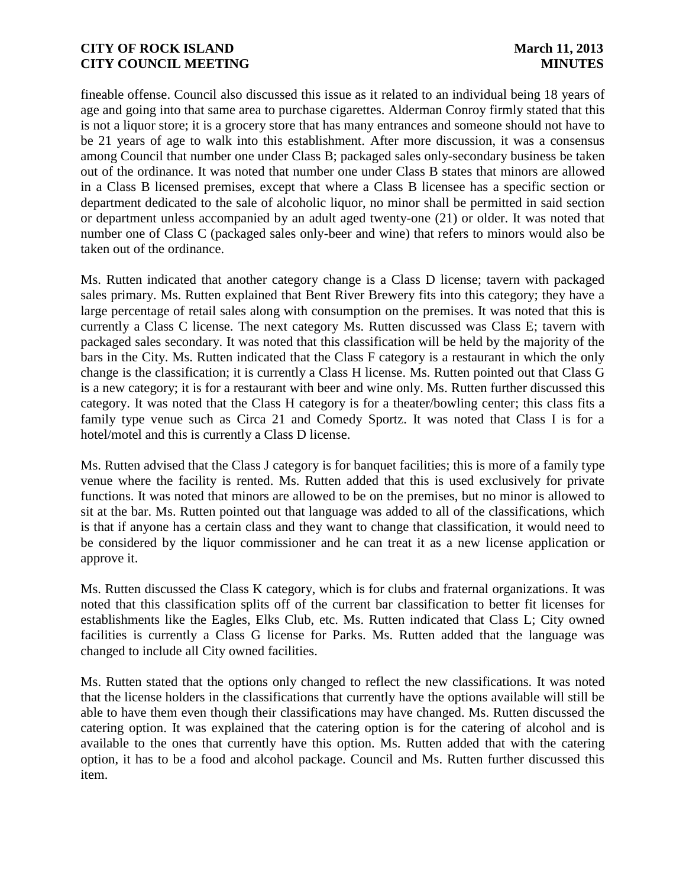fineable offense. Council also discussed this issue as it related to an individual being 18 years of age and going into that same area to purchase cigarettes. Alderman Conroy firmly stated that this is not a liquor store; it is a grocery store that has many entrances and someone should not have to be 21 years of age to walk into this establishment. After more discussion, it was a consensus among Council that number one under Class B; packaged sales only-secondary business be taken out of the ordinance. It was noted that number one under Class B states that minors are allowed in a Class B licensed premises, except that where a Class B licensee has a specific section or department dedicated to the sale of alcoholic liquor, no minor shall be permitted in said section or department unless accompanied by an adult aged twenty-one (21) or older. It was noted that number one of Class C (packaged sales only-beer and wine) that refers to minors would also be taken out of the ordinance.

Ms. Rutten indicated that another category change is a Class D license; tavern with packaged sales primary. Ms. Rutten explained that Bent River Brewery fits into this category; they have a large percentage of retail sales along with consumption on the premises. It was noted that this is currently a Class C license. The next category Ms. Rutten discussed was Class E; tavern with packaged sales secondary. It was noted that this classification will be held by the majority of the bars in the City. Ms. Rutten indicated that the Class F category is a restaurant in which the only change is the classification; it is currently a Class H license. Ms. Rutten pointed out that Class G is a new category; it is for a restaurant with beer and wine only. Ms. Rutten further discussed this category. It was noted that the Class H category is for a theater/bowling center; this class fits a family type venue such as Circa 21 and Comedy Sportz. It was noted that Class I is for a hotel/motel and this is currently a Class D license.

Ms. Rutten advised that the Class J category is for banquet facilities; this is more of a family type venue where the facility is rented. Ms. Rutten added that this is used exclusively for private functions. It was noted that minors are allowed to be on the premises, but no minor is allowed to sit at the bar. Ms. Rutten pointed out that language was added to all of the classifications, which is that if anyone has a certain class and they want to change that classification, it would need to be considered by the liquor commissioner and he can treat it as a new license application or approve it.

Ms. Rutten discussed the Class K category, which is for clubs and fraternal organizations. It was noted that this classification splits off of the current bar classification to better fit licenses for establishments like the Eagles, Elks Club, etc. Ms. Rutten indicated that Class L; City owned facilities is currently a Class G license for Parks. Ms. Rutten added that the language was changed to include all City owned facilities.

Ms. Rutten stated that the options only changed to reflect the new classifications. It was noted that the license holders in the classifications that currently have the options available will still be able to have them even though their classifications may have changed. Ms. Rutten discussed the catering option. It was explained that the catering option is for the catering of alcohol and is available to the ones that currently have this option. Ms. Rutten added that with the catering option, it has to be a food and alcohol package. Council and Ms. Rutten further discussed this item.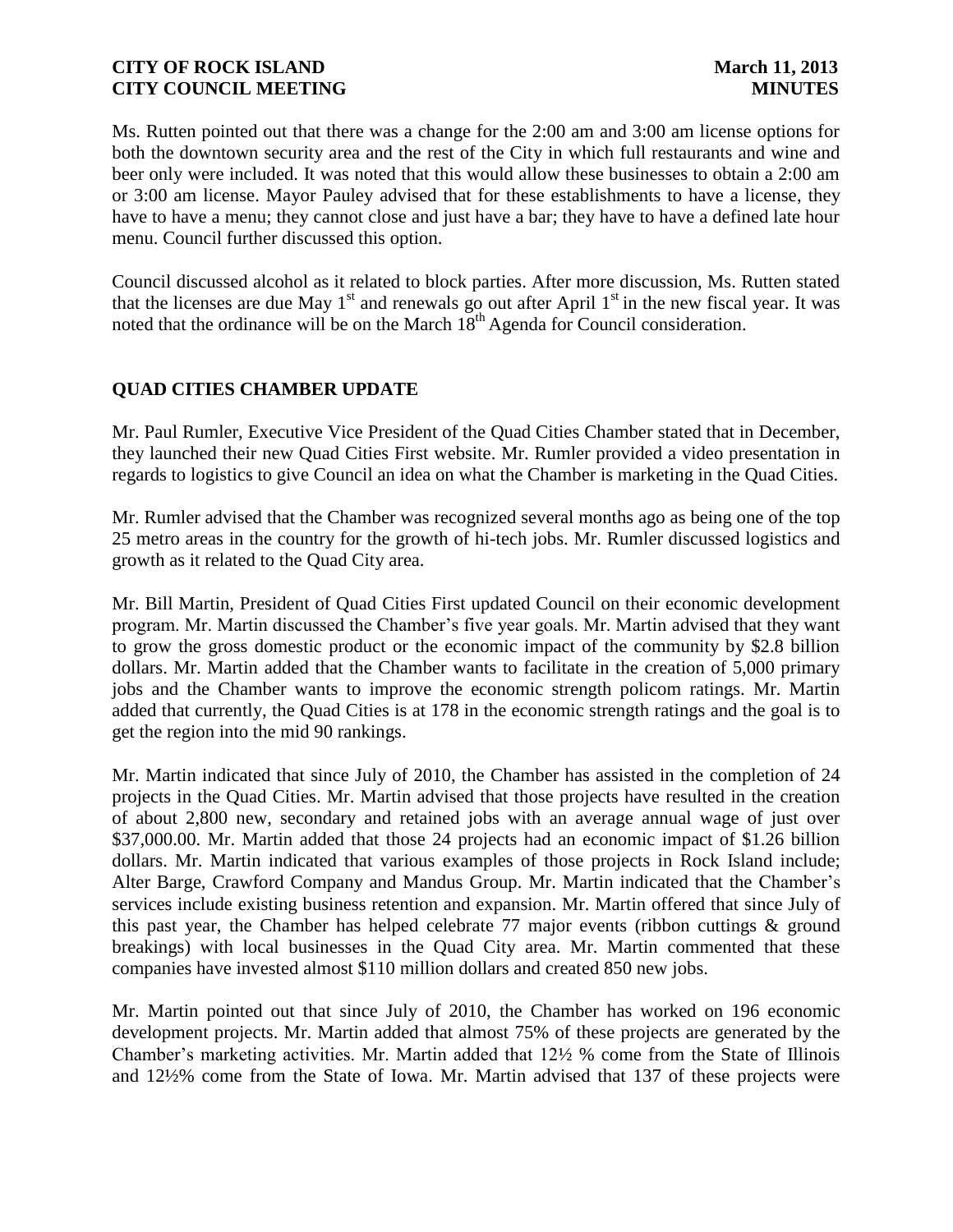Ms. Rutten pointed out that there was a change for the 2:00 am and 3:00 am license options for both the downtown security area and the rest of the City in which full restaurants and wine and beer only were included. It was noted that this would allow these businesses to obtain a 2:00 am or 3:00 am license. Mayor Pauley advised that for these establishments to have a license, they have to have a menu; they cannot close and just have a bar; they have to have a defined late hour menu. Council further discussed this option.

Council discussed alcohol as it related to block parties. After more discussion, Ms. Rutten stated that the licenses are due May 1st and renewals go out after April 1st in the new fiscal year. It was noted that the ordinance will be on the March 18th Agenda for Council consideration.

## QUAD CITIES CHAMBER UPDATE

Mr. Paul Rumler, Executive Vice President of the Quad Cities Chamber stated that in December, they launched their new Quad Cities First website. Mr. Rumler provided a video presentation in regards to logistics to give Council an idea on what the Chamber is marketing in the Quad Cities.

Mr. Rumler advised that the Chamber was recognized several months ago as being one of the top 25 metro areas in the country for the growth of hi-tech jobs. Mr. Rumler discussed logistics and growth as it related to the Quad City area.

Mr. Bill Martin, President of Quad Cities First updated Council on their economic development program. Mr. Martin discussed the Chamber's five year goals. Mr. Martin advised that they want to grow the gross domestic product or the economic impact of the community by $2.8 billion dollars. Mr. Martin added that the Chamber wants to facilitate in the creation of 5,000 primary jobs and the Chamber wants to improve the economic strength policom ratings. Mr. Martin added that currently, the Quad Cities is at 178 in the economic strength ratings and the goal is to get the region into the mid 90 rankings.

Mr. Martin indicated that since July of 2010, the Chamber has assisted in the completion of 24 projects in the Quad Cities. Mr. Martin advised that those projects have resulted in the creation of about 2,800 new, secondary and retained jobs with an average annual wage of just over $37,000.00. Mr. Martin added that those 24 projects had an economic impact of $1.26 billion dollars. Mr. Martin indicated that various examples of those projects in Rock Island include; Alter Barge, Crawford Company and Mandus Group. Mr. Martin indicated that the Chamber's services include existing business retention and expansion. Mr. Martin offered that since July of this past year, the Chamber has helped celebrate 77 major events (ribbon cuttings & ground breakings) with local businesses in the Quad City area. Mr. Martin commented that these companies have invested almost $110 million dollars and created 850 new jobs.

Mr. Martin pointed out that since July of 2010, the Chamber has worked on 196 economic development projects. Mr. Martin added that almost 75% of these projects are generated by the Chamber's marketing activities. Mr. Martin added that 12½ % come from the State of Illinois and 12½% come from the State of Iowa. Mr. Martin advised that 137 of these projects were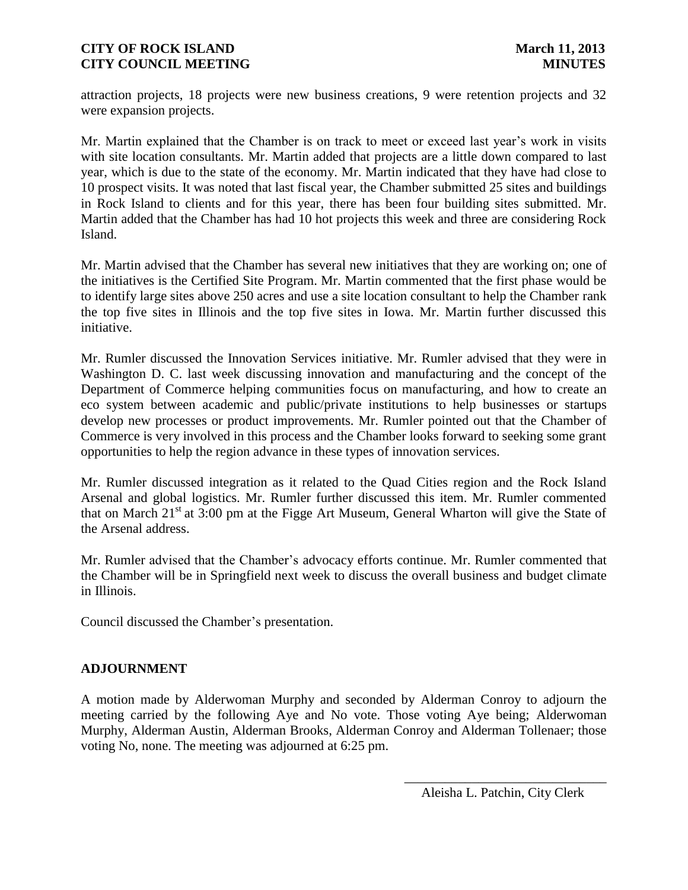attraction projects, 18 projects were new business creations, 9 were retention projects and 32 were expansion projects.

Mr. Martin explained that the Chamber is on track to meet or exceed last year's work in visits with site location consultants. Mr. Martin added that projects are a little down compared to last year, which is due to the state of the economy. Mr. Martin indicated that they have had close to 10 prospect visits. It was noted that last fiscal year, the Chamber submitted 25 sites and buildings in Rock Island to clients and for this year, there has been four building sites submitted. Mr. Martin added that the Chamber has had 10 hot projects this week and three are considering Rock Island.

Mr. Martin advised that the Chamber has several new initiatives that they are working on; one of the initiatives is the Certified Site Program. Mr. Martin commented that the first phase would be to identify large sites above 250 acres and use a site location consultant to help the Chamber rank the top five sites in Illinois and the top five sites in Iowa. Mr. Martin further discussed this initiative.

Mr. Rumler discussed the Innovation Services initiative. Mr. Rumler advised that they were in Washington D. C. last week discussing innovation and manufacturing and the concept of the Department of Commerce helping communities focus on manufacturing, and how to create an eco system between academic and public/private institutions to help businesses or startups develop new processes or product improvements. Mr. Rumler pointed out that the Chamber of Commerce is very involved in this process and the Chamber looks forward to seeking some grant opportunities to help the region advance in these types of innovation services.

Mr. Rumler discussed integration as it related to the Quad Cities region and the Rock Island Arsenal and global logistics. Mr. Rumler further discussed this item. Mr. Rumler commented that on March 21st at 3:00 pm at the Figge Art Museum, General Wharton will give the State of the Arsenal address.

Mr. Rumler advised that the Chamber's advocacy efforts continue. Mr. Rumler commented that the Chamber will be in Springfield next week to discuss the overall business and budget climate in Illinois.

Council discussed the Chamber's presentation.

## ADJOURNMENT

A motion made by Alderwoman Murphy and seconded by Alderman Conroy to adjourn the meeting carried by the following Aye and No vote. Those voting Aye being; Alderwoman Murphy, Alderman Austin, Alderman Brooks, Alderman Conroy and Alderman Tollenaer; those voting No, none. The meeting was adjourned at 6:25 pm.

\_\_\_\_\_\_\_\_\_\_\_\_\_\_\_\_\_\_\_\_\_\_\_\_\_\_\_\_\_\_

Aleisha L. Patchin, City Clerk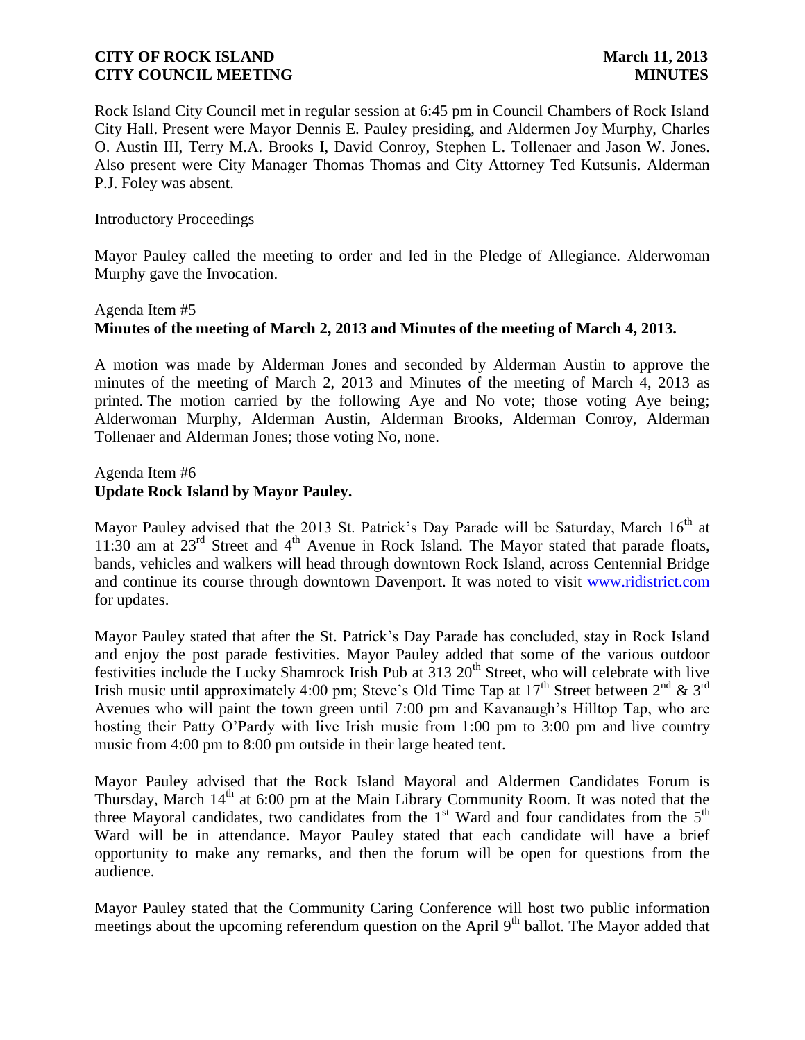Rock Island City Council met in regular session at 6:45 pm in Council Chambers of Rock Island City Hall. Present were Mayor Dennis E. Pauley presiding, and Aldermen Joy Murphy, Charles O. Austin III, Terry M.A. Brooks I, David Conroy, Stephen L. Tollenaer and Jason W. Jones. Also present were City Manager Thomas Thomas and City Attorney Ted Kutsunis. Alderman P.J. Foley was absent.

Introductory Proceedings

Mayor Pauley called the meeting to order and led in the Pledge of Allegiance. Alderwoman Murphy gave the Invocation.

Agenda Item #5
**Minutes of the meeting of March 2, 2013 and Minutes of the meeting of March 4, 2013.**

A motion was made by Alderman Jones and seconded by Alderman Austin to approve the minutes of the meeting of March 2, 2013 and Minutes of the meeting of March 4, 2013 as printed. The motion carried by the following Aye and No vote; those voting Aye being; Alderwoman Murphy, Alderman Austin, Alderman Brooks, Alderman Conroy, Alderman Tollenaer and Alderman Jones; those voting No, none.

Agenda Item #6
**Update Rock Island by Mayor Pauley.**

Mayor Pauley advised that the 2013 St. Patrick's Day Parade will be Saturday, March 16th at 11:30 am at 23rd Street and 4th Avenue in Rock Island. The Mayor stated that parade floats, bands, vehicles and walkers will head through downtown Rock Island, across Centennial Bridge and continue its course through downtown Davenport. It was noted to visit www.ridistrict.com for updates.

Mayor Pauley stated that after the St. Patrick's Day Parade has concluded, stay in Rock Island and enjoy the post parade festivities. Mayor Pauley added that some of the various outdoor festivities include the Lucky Shamrock Irish Pub at 313 20th Street, who will celebrate with live Irish music until approximately 4:00 pm; Steve's Old Time Tap at 17th Street between 2nd & 3rd Avenues who will paint the town green until 7:00 pm and Kavanaugh's Hilltop Tap, who are hosting their Patty O'Pardy with live Irish music from 1:00 pm to 3:00 pm and live country music from 4:00 pm to 8:00 pm outside in their large heated tent.

Mayor Pauley advised that the Rock Island Mayoral and Aldermen Candidates Forum is Thursday, March 14th at 6:00 pm at the Main Library Community Room. It was noted that the three Mayoral candidates, two candidates from the 1st Ward and four candidates from the 5th Ward will be in attendance. Mayor Pauley stated that each candidate will have a brief opportunity to make any remarks, and then the forum will be open for questions from the audience.

Mayor Pauley stated that the Community Caring Conference will host two public information meetings about the upcoming referendum question on the April 9th ballot. The Mayor added that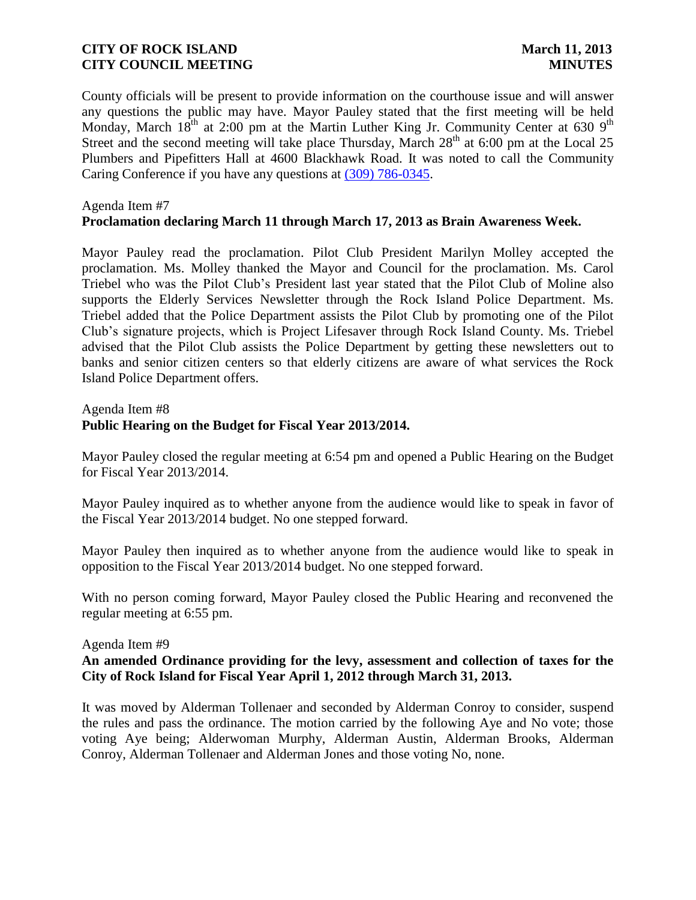County officials will be present to provide information on the courthouse issue and will answer any questions the public may have. Mayor Pauley stated that the first meeting will be held Monday, March 18th at 2:00 pm at the Martin Luther King Jr. Community Center at 630 9th Street and the second meeting will take place Thursday, March 28th at 6:00 pm at the Local 25 Plumbers and Pipefitters Hall at 4600 Blackhawk Road. It was noted to call the Community Caring Conference if you have any questions at (309) 786-0345.

Agenda Item #7
**Proclamation declaring March 11 through March 17, 2013 as Brain Awareness Week.**

Mayor Pauley read the proclamation. Pilot Club President Marilyn Molley accepted the proclamation. Ms. Molley thanked the Mayor and Council for the proclamation. Ms. Carol Triebel who was the Pilot Club's President last year stated that the Pilot Club of Moline also supports the Elderly Services Newsletter through the Rock Island Police Department. Ms. Triebel added that the Police Department assists the Pilot Club by promoting one of the Pilot Club's signature projects, which is Project Lifesaver through Rock Island County. Ms. Triebel advised that the Pilot Club assists the Police Department by getting these newsletters out to banks and senior citizen centers so that elderly citizens are aware of what services the Rock Island Police Department offers.

Agenda Item #8
**Public Hearing on the Budget for Fiscal Year 2013/2014.**

Mayor Pauley closed the regular meeting at 6:54 pm and opened a Public Hearing on the Budget for Fiscal Year 2013/2014.

Mayor Pauley inquired as to whether anyone from the audience would like to speak in favor of the Fiscal Year 2013/2014 budget. No one stepped forward.

Mayor Pauley then inquired as to whether anyone from the audience would like to speak in opposition to the Fiscal Year 2013/2014 budget. No one stepped forward.

With no person coming forward, Mayor Pauley closed the Public Hearing and reconvened the regular meeting at 6:55 pm.

Agenda Item #9
**An amended Ordinance providing for the levy, assessment and collection of taxes for the City of Rock Island for Fiscal Year April 1, 2012 through March 31, 2013.**

It was moved by Alderman Tollenaer and seconded by Alderman Conroy to consider, suspend the rules and pass the ordinance. The motion carried by the following Aye and No vote; those voting Aye being; Alderwoman Murphy, Alderman Austin, Alderman Brooks, Alderman Conroy, Alderman Tollenaer and Alderman Jones and those voting No, none.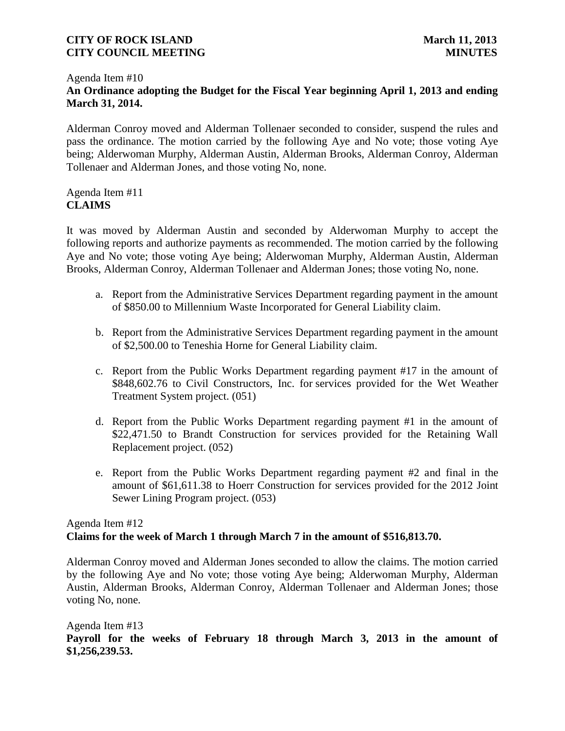Agenda Item #10

**An Ordinance adopting the Budget for the Fiscal Year beginning April 1, 2013 and ending March 31, 2014.**

Alderman Conroy moved and Alderman Tollenaer seconded to consider, suspend the rules and pass the ordinance. The motion carried by the following Aye and No vote; those voting Aye being; Alderwoman Murphy, Alderman Austin, Alderman Brooks, Alderman Conroy, Alderman Tollenaer and Alderman Jones, and those voting No, none.

Agenda Item #11

**CLAIMS**

It was moved by Alderman Austin and seconded by Alderwoman Murphy to accept the following reports and authorize payments as recommended. The motion carried by the following Aye and No vote; those voting Aye being; Alderwoman Murphy, Alderman Austin, Alderman Brooks, Alderman Conroy, Alderman Tollenaer and Alderman Jones; those voting No, none.

a. Report from the Administrative Services Department regarding payment in the amount of $850.00 to Millennium Waste Incorporated for General Liability claim.

b. Report from the Administrative Services Department regarding payment in the amount of $2,500.00 to Teneshia Horne for General Liability claim.

c. Report from the Public Works Department regarding payment #17 in the amount of $848,602.76 to Civil Constructors, Inc. for services provided for the Wet Weather Treatment System project. (051)

d. Report from the Public Works Department regarding payment #1 in the amount of $22,471.50 to Brandt Construction for services provided for the Retaining Wall Replacement project. (052)

e. Report from the Public Works Department regarding payment #2 and final in the amount of $61,611.38 to Hoerr Construction for services provided for the 2012 Joint Sewer Lining Program project. (053)

Agenda Item #12

**Claims for the week of March 1 through March 7 in the amount of $516,813.70.**

Alderman Conroy moved and Alderman Jones seconded to allow the claims. The motion carried by the following Aye and No vote; those voting Aye being; Alderwoman Murphy, Alderman Austin, Alderman Brooks, Alderman Conroy, Alderman Tollenaer and Alderman Jones; those voting No, none.

Agenda Item #13

**Payroll for the weeks of February 18 through March 3, 2013 in the amount of $1,256,239.53.**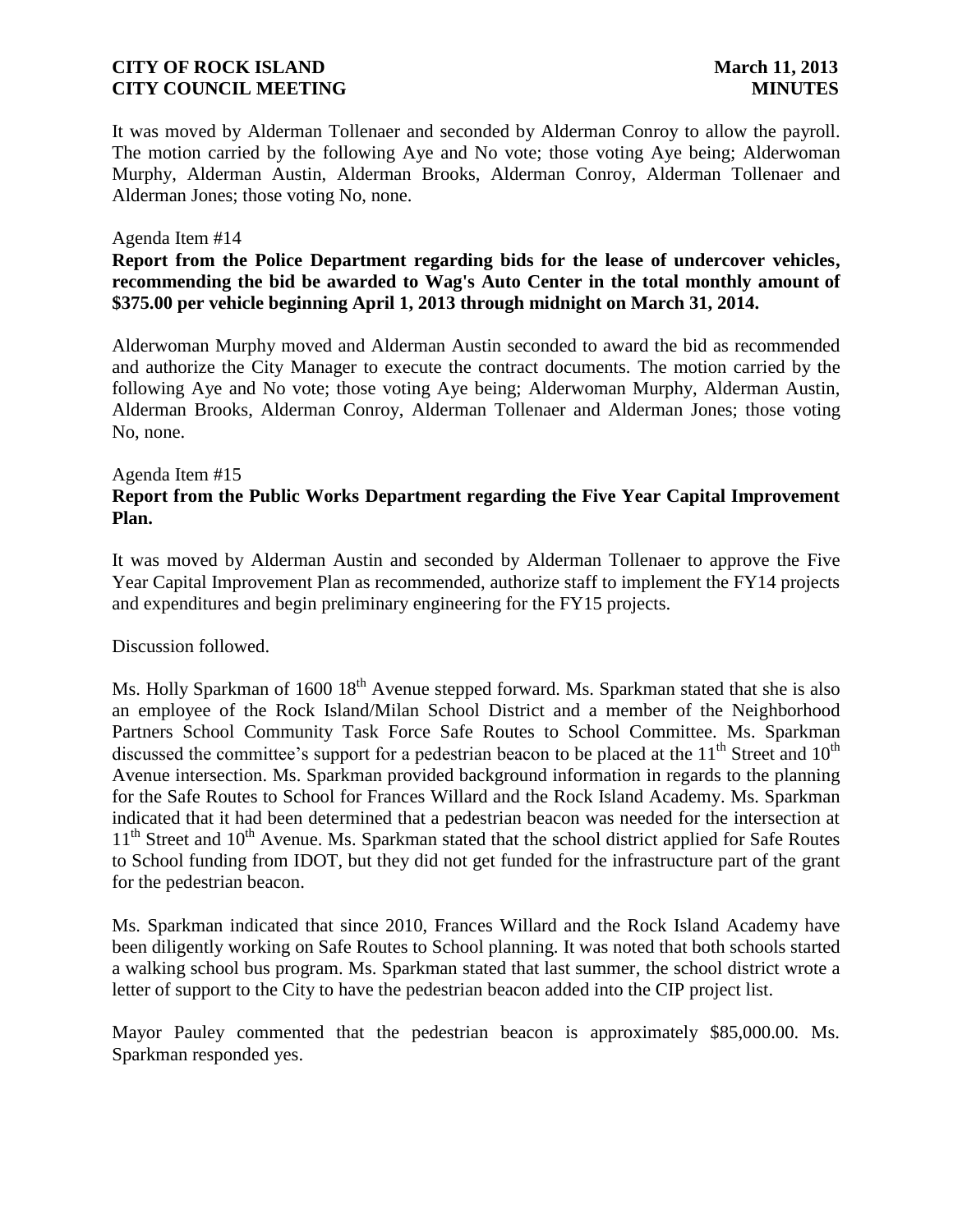It was moved by Alderman Tollenaer and seconded by Alderman Conroy to allow the payroll. The motion carried by the following Aye and No vote; those voting Aye being; Alderwoman Murphy, Alderman Austin, Alderman Brooks, Alderman Conroy, Alderman Tollenaer and Alderman Jones; those voting No, none.

Agenda Item #14

**Report from the Police Department regarding bids for the lease of undercover vehicles, recommending the bid be awarded to Wag's Auto Center in the total monthly amount of $375.00 per vehicle beginning April 1, 2013 through midnight on March 31, 2014.**

Alderwoman Murphy moved and Alderman Austin seconded to award the bid as recommended and authorize the City Manager to execute the contract documents. The motion carried by the following Aye and No vote; those voting Aye being; Alderwoman Murphy, Alderman Austin, Alderman Brooks, Alderman Conroy, Alderman Tollenaer and Alderman Jones; those voting No, none.

Agenda Item #15

**Report from the Public Works Department regarding the Five Year Capital Improvement Plan.**

It was moved by Alderman Austin and seconded by Alderman Tollenaer to approve the Five Year Capital Improvement Plan as recommended, authorize staff to implement the FY14 projects and expenditures and begin preliminary engineering for the FY15 projects.

Discussion followed.

Ms. Holly Sparkman of 1600 18th Avenue stepped forward. Ms. Sparkman stated that she is also an employee of the Rock Island/Milan School District and a member of the Neighborhood Partners School Community Task Force Safe Routes to School Committee. Ms. Sparkman discussed the committee's support for a pedestrian beacon to be placed at the 11th Street and 10th Avenue intersection. Ms. Sparkman provided background information in regards to the planning for the Safe Routes to School for Frances Willard and the Rock Island Academy. Ms. Sparkman indicated that it had been determined that a pedestrian beacon was needed for the intersection at 11th Street and 10th Avenue. Ms. Sparkman stated that the school district applied for Safe Routes to School funding from IDOT, but they did not get funded for the infrastructure part of the grant for the pedestrian beacon.

Ms. Sparkman indicated that since 2010, Frances Willard and the Rock Island Academy have been diligently working on Safe Routes to School planning. It was noted that both schools started a walking school bus program. Ms. Sparkman stated that last summer, the school district wrote a letter of support to the City to have the pedestrian beacon added into the CIP project list.

Mayor Pauley commented that the pedestrian beacon is approximately $85,000.00. Ms. Sparkman responded yes.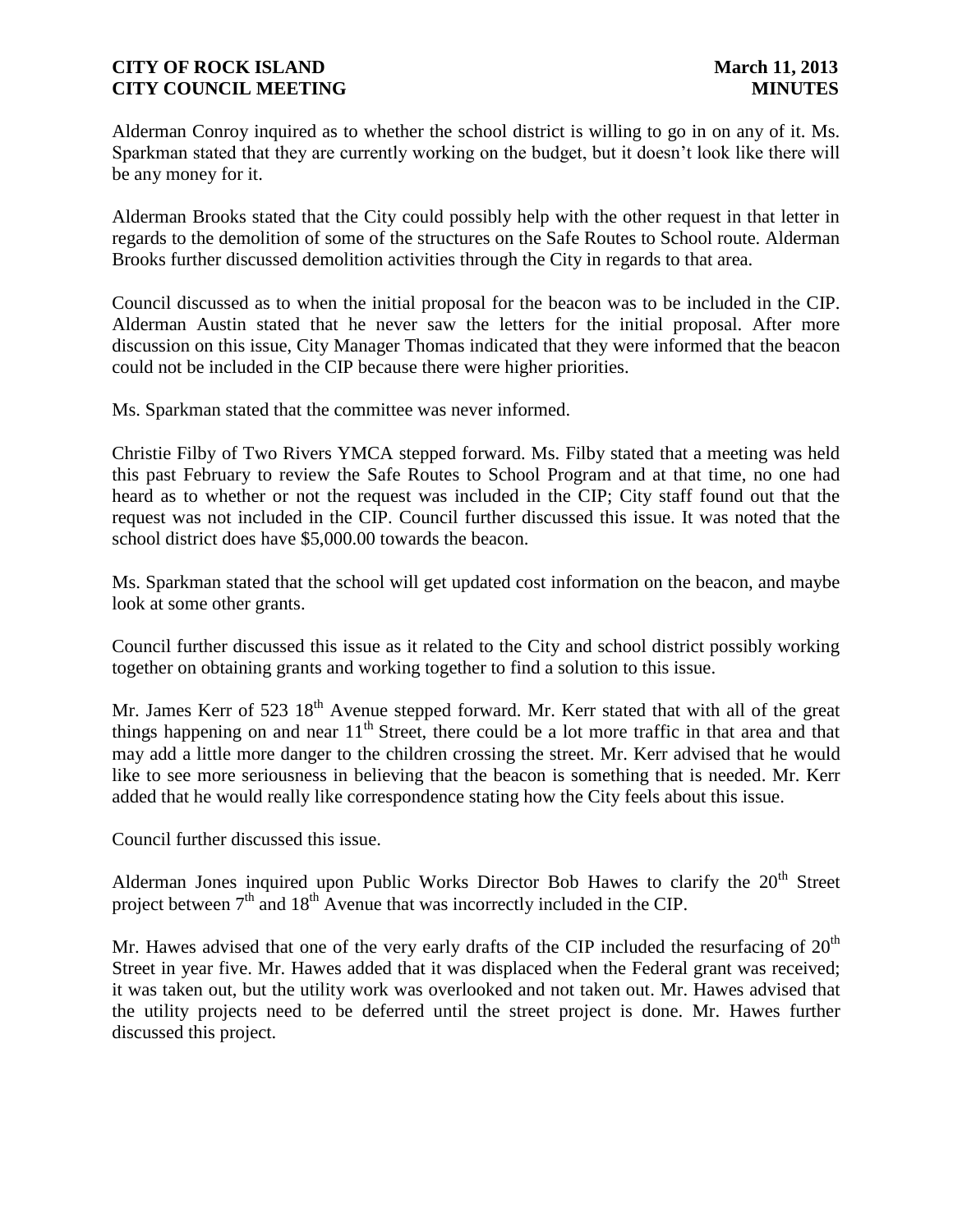Alderman Conroy inquired as to whether the school district is willing to go in on any of it. Ms. Sparkman stated that they are currently working on the budget, but it doesn't look like there will be any money for it.

Alderman Brooks stated that the City could possibly help with the other request in that letter in regards to the demolition of some of the structures on the Safe Routes to School route. Alderman Brooks further discussed demolition activities through the City in regards to that area.

Council discussed as to when the initial proposal for the beacon was to be included in the CIP. Alderman Austin stated that he never saw the letters for the initial proposal. After more discussion on this issue, City Manager Thomas indicated that they were informed that the beacon could not be included in the CIP because there were higher priorities.

Ms. Sparkman stated that the committee was never informed.

Christie Filby of Two Rivers YMCA stepped forward. Ms. Filby stated that a meeting was held this past February to review the Safe Routes to School Program and at that time, no one had heard as to whether or not the request was included in the CIP; City staff found out that the request was not included in the CIP. Council further discussed this issue. It was noted that the school district does have $5,000.00 towards the beacon.

Ms. Sparkman stated that the school will get updated cost information on the beacon, and maybe look at some other grants.

Council further discussed this issue as it related to the City and school district possibly working together on obtaining grants and working together to find a solution to this issue.

Mr. James Kerr of 523 18th Avenue stepped forward. Mr. Kerr stated that with all of the great things happening on and near 11th Street, there could be a lot more traffic in that area and that may add a little more danger to the children crossing the street. Mr. Kerr advised that he would like to see more seriousness in believing that the beacon is something that is needed. Mr. Kerr added that he would really like correspondence stating how the City feels about this issue.

Council further discussed this issue.

Alderman Jones inquired upon Public Works Director Bob Hawes to clarify the 20th Street project between 7th and 18th Avenue that was incorrectly included in the CIP.

Mr. Hawes advised that one of the very early drafts of the CIP included the resurfacing of 20th Street in year five. Mr. Hawes added that it was displaced when the Federal grant was received; it was taken out, but the utility work was overlooked and not taken out. Mr. Hawes advised that the utility projects need to be deferred until the street project is done. Mr. Hawes further discussed this project.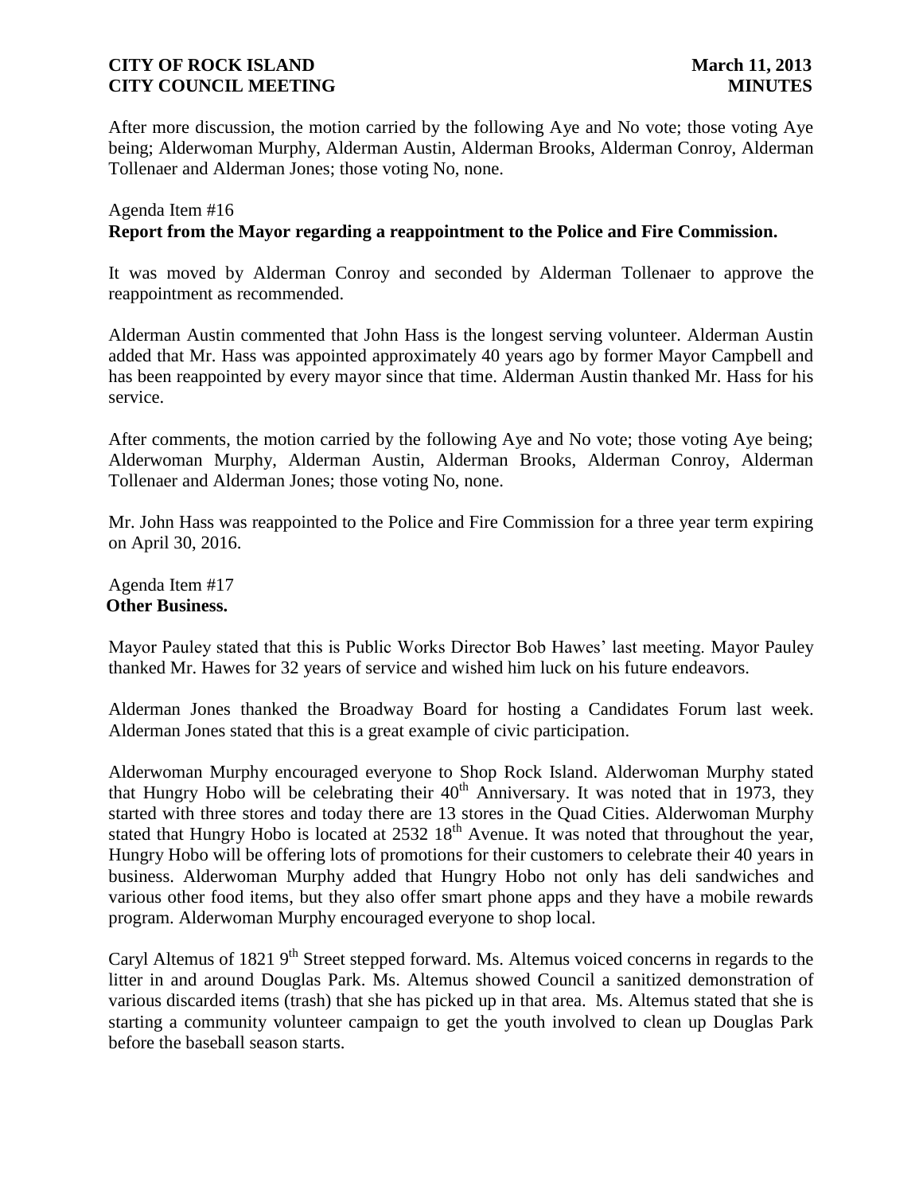After more discussion, the motion carried by the following Aye and No vote; those voting Aye being; Alderwoman Murphy, Alderman Austin, Alderman Brooks, Alderman Conroy, Alderman Tollenaer and Alderman Jones; those voting No, none.

Agenda Item #16
**Report from the Mayor regarding a reappointment to the Police and Fire Commission.**

It was moved by Alderman Conroy and seconded by Alderman Tollenaer to approve the reappointment as recommended.

Alderman Austin commented that John Hass is the longest serving volunteer. Alderman Austin added that Mr. Hass was appointed approximately 40 years ago by former Mayor Campbell and has been reappointed by every mayor since that time. Alderman Austin thanked Mr. Hass for his service.

After comments, the motion carried by the following Aye and No vote; those voting Aye being; Alderwoman Murphy, Alderman Austin, Alderman Brooks, Alderman Conroy, Alderman Tollenaer and Alderman Jones; those voting No, none.

Mr. John Hass was reappointed to the Police and Fire Commission for a three year term expiring on April 30, 2016.

Agenda Item #17
**Other Business.**

Mayor Pauley stated that this is Public Works Director Bob Hawes' last meeting. Mayor Pauley thanked Mr. Hawes for 32 years of service and wished him luck on his future endeavors.

Alderman Jones thanked the Broadway Board for hosting a Candidates Forum last week. Alderman Jones stated that this is a great example of civic participation.

Alderwoman Murphy encouraged everyone to Shop Rock Island. Alderwoman Murphy stated that Hungry Hobo will be celebrating their 40th Anniversary. It was noted that in 1973, they started with three stores and today there are 13 stores in the Quad Cities. Alderwoman Murphy stated that Hungry Hobo is located at 2532 18th Avenue. It was noted that throughout the year, Hungry Hobo will be offering lots of promotions for their customers to celebrate their 40 years in business. Alderwoman Murphy added that Hungry Hobo not only has deli sandwiches and various other food items, but they also offer smart phone apps and they have a mobile rewards program. Alderwoman Murphy encouraged everyone to shop local.

Caryl Altemus of 1821 9th Street stepped forward. Ms. Altemus voiced concerns in regards to the litter in and around Douglas Park. Ms. Altemus showed Council a sanitized demonstration of various discarded items (trash) that she has picked up in that area. Ms. Altemus stated that she is starting a community volunteer campaign to get the youth involved to clean up Douglas Park before the baseball season starts.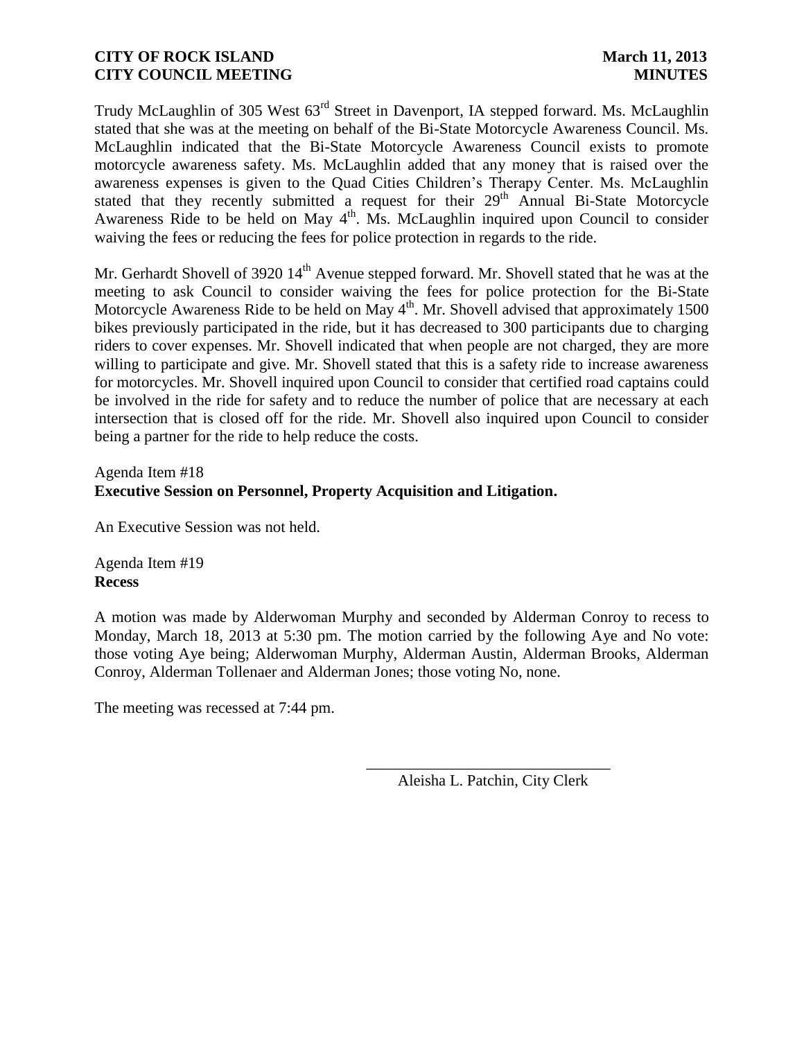Trudy McLaughlin of 305 West 63rd Street in Davenport, IA stepped forward. Ms. McLaughlin stated that she was at the meeting on behalf of the Bi-State Motorcycle Awareness Council. Ms. McLaughlin indicated that the Bi-State Motorcycle Awareness Council exists to promote motorcycle awareness safety. Ms. McLaughlin added that any money that is raised over the awareness expenses is given to the Quad Cities Children's Therapy Center. Ms. McLaughlin stated that they recently submitted a request for their 29th Annual Bi-State Motorcycle Awareness Ride to be held on May 4th. Ms. McLaughlin inquired upon Council to consider waiving the fees or reducing the fees for police protection in regards to the ride.

Mr. Gerhardt Shovell of 3920 14th Avenue stepped forward. Mr. Shovell stated that he was at the meeting to ask Council to consider waiving the fees for police protection for the Bi-State Motorcycle Awareness Ride to be held on May 4th. Mr. Shovell advised that approximately 1500 bikes previously participated in the ride, but it has decreased to 300 participants due to charging riders to cover expenses. Mr. Shovell indicated that when people are not charged, they are more willing to participate and give. Mr. Shovell stated that this is a safety ride to increase awareness for motorcycles. Mr. Shovell inquired upon Council to consider that certified road captains could be involved in the ride for safety and to reduce the number of police that are necessary at each intersection that is closed off for the ride. Mr. Shovell also inquired upon Council to consider being a partner for the ride to help reduce the costs.

Agenda Item #18
**Executive Session on Personnel, Property Acquisition and Litigation.**

An Executive Session was not held.

Agenda Item #19
**Recess**

A motion was made by Alderwoman Murphy and seconded by Alderman Conroy to recess to Monday, March 18, 2013 at 5:30 pm. The motion carried by the following Aye and No vote: those voting Aye being; Alderwoman Murphy, Alderman Austin, Alderman Brooks, Alderman Conroy, Alderman Tollenaer and Alderman Jones; those voting No, none.

The meeting was recessed at 7:44 pm.

\_\_\_\_\_\_\_\_\_\_\_\_\_\_\_\_\_\_\_\_\_\_\_\_\_\_\_\_\_\_\_\_
Aleisha L. Patchin, City Clerk